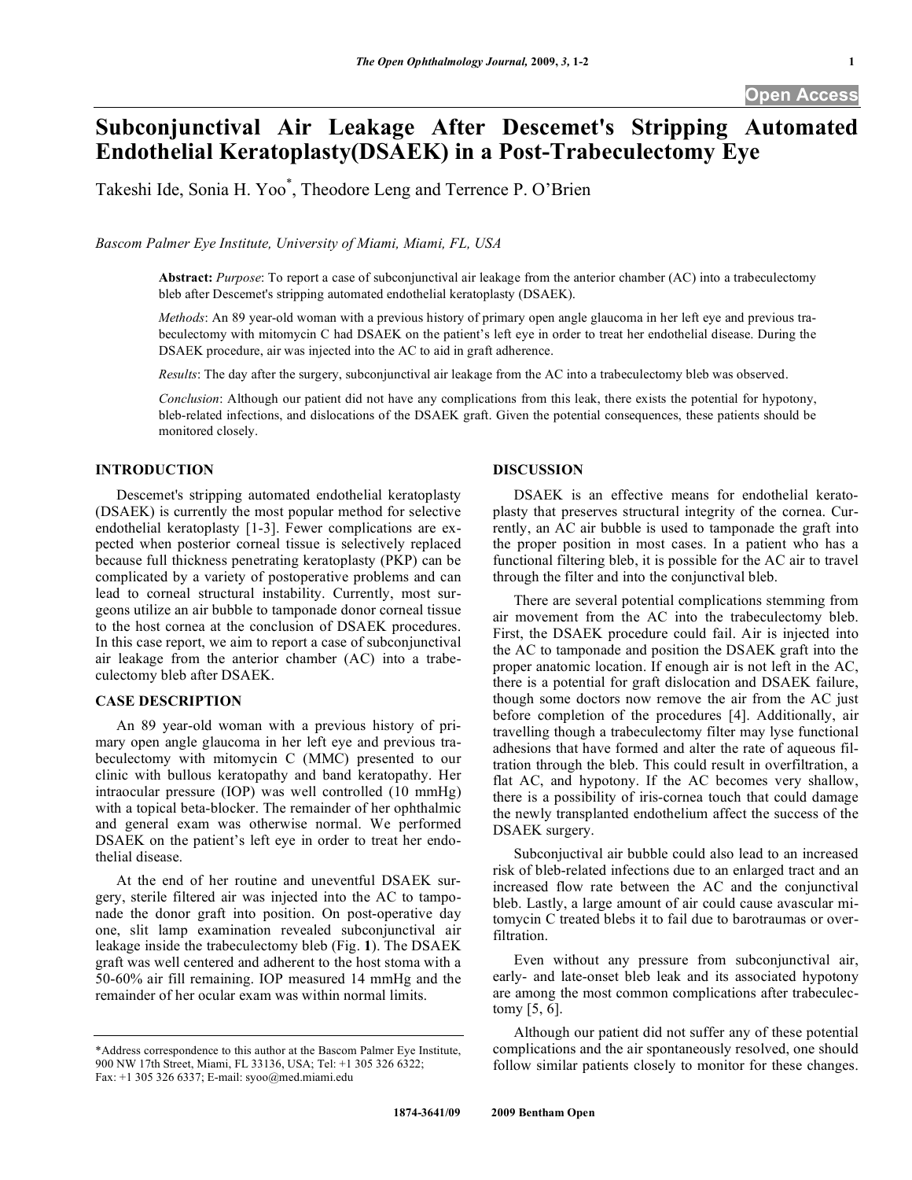# Subconjunctival Air Leakage After Descemet's Stripping Automated Endothelial Keratoplasty(DSAEK) in a Post-Trabeculectomy Eye

Takeshi Ide, Sonia H. Yoo*, Theodore Leng and Terrence P. O'Brien

*Bascom Palmer Eye Institute, University of Miami, Miami, FL, USA*

**Abstract:** *Purpose*: To report a case of subconjunctival air leakage from the anterior chamber (AC) into a trabeculectomy bleb after Descemet's stripping automated endothelial keratoplasty (DSAEK).

*Methods*: An 89 year-old woman with a previous history of primary open angle glaucoma in her left eye and previous trabeculectomy with mitomycin C had DSAEK on the patient's left eye in order to treat her endothelial disease. During the DSAEK procedure, air was injected into the AC to aid in graft adherence.

*Results*: The day after the surgery, subconjunctival air leakage from the AC into a trabeculectomy bleb was observed.

*Conclusion*: Although our patient did not have any complications from this leak, there exists the potential for hypotony, bleb-related infections, and dislocations of the DSAEK graft. Given the potential consequences, these patients should be monitored closely.

## INTRODUCTION

Descemet's stripping automated endothelial keratoplasty (DSAEK) is currently the most popular method for selective endothelial keratoplasty [1-3]. Fewer complications are expected when posterior corneal tissue is selectively replaced because full thickness penetrating keratoplasty (PKP) can be complicated by a variety of postoperative problems and can lead to corneal structural instability. Currently, most surgeons utilize an air bubble to tamponade donor corneal tissue to the host cornea at the conclusion of DSAEK procedures. In this case report, we aim to report a case of subconjunctival air leakage from the anterior chamber (AC) into a trabeculectomy bleb after DSAEK.

## CASE DESCRIPTION

An 89 year-old woman with a previous history of primary open angle glaucoma in her left eye and previous trabeculectomy with mitomycin C (MMC) presented to our clinic with bullous keratopathy and band keratopathy. Her intraocular pressure (IOP) was well controlled (10 mmHg) with a topical beta-blocker. The remainder of her ophthalmic and general exam was otherwise normal. We performed DSAEK on the patient's left eye in order to treat her endothelial disease.

At the end of her routine and uneventful DSAEK surgery, sterile filtered air was injected into the AC to tamponade the donor graft into position. On post-operative day one, slit lamp examination revealed subconjunctival air leakage inside the trabeculectomy bleb (Fig. **1**). The DSAEK graft was well centered and adherent to the host stoma with a 50-60% air fill remaining. IOP measured 14 mmHg and the remainder of her ocular exam was within normal limits.

## DISCUSSION

DSAEK is an effective means for endothelial keratoplasty that preserves structural integrity of the cornea. Currently, an AC air bubble is used to tamponade the graft into the proper position in most cases. In a patient who has a functional filtering bleb, it is possible for the AC air to travel through the filter and into the conjunctival bleb.

There are several potential complications stemming from air movement from the AC into the trabeculectomy bleb. First, the DSAEK procedure could fail. Air is injected into the AC to tamponade and position the DSAEK graft into the proper anatomic location. If enough air is not left in the AC, there is a potential for graft dislocation and DSAEK failure, though some doctors now remove the air from the AC just before completion of the procedures [4]. Additionally, air travelling though a trabeculectomy filter may lyse functional adhesions that have formed and alter the rate of aqueous filtration through the bleb. This could result in overfiltration, a flat AC, and hypotony. If the AC becomes very shallow, there is a possibility of iris-cornea touch that could damage the newly transplanted endothelium affect the success of the DSAEK surgery.

Subconjuctival air bubble could also lead to an increased risk of bleb-related infections due to an enlarged tract and an increased flow rate between the AC and the conjunctival bleb. Lastly, a large amount of air could cause avascular mitomycin C treated blebs it to fail due to barotraumas or overfiltration.

Even without any pressure from subconjunctival air, early- and late-onset bleb leak and its associated hypotony are among the most common complications after trabeculectomy [5, 6].

Although our patient did not suffer any of these potential complications and the air spontaneously resolved, one should follow similar patients closely to monitor for these changes.

---

*Address correspondence to this author at the Bascom Palmer Eye Institute, 900 NW 17th Street, Miami, FL 33136, USA; Tel: +1 305 326 6322; Fax: +1 305 326 6337; E-mail: syoo@med.miami.edu

1874-3641/09 2009 Bentham Open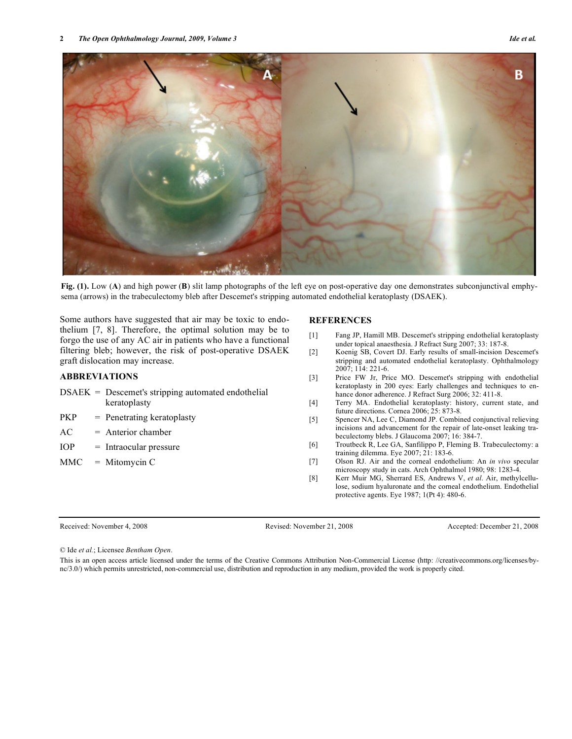**Fig. (1).** Low (**A**) and high power (**B**) slit lamp photographs of the left eye on post-operative day one demonstrates subconjunctival emphysema (arrows) in the trabeculectomy bleb after Descemet's stripping automated endothelial keratoplasty (DSAEK).

Some authors have suggested that air may be toxic to endothelium [7, 8]. Therefore, the optimal solution may be to forgo the use of any AC air in patients who have a functional filtering bleb; however, the risk of post-operative DSAEK graft dislocation may increase.

## ABBREVIATIONS

DSAEK = Descemet's stripping automated endothelial keratoplasty

PKP = Penetrating keratoplasty

AC = Anterior chamber

IOP = Intraocular pressure

MMC = Mitomycin C

## REFERENCES

[1] Fang JP, Hamill MB. Descemet's stripping endothelial keratoplasty under topical anaesthesia. J Refract Surg 2007; 33: 187-8.

[2] Koenig SB, Covert DJ. Early results of small-incision Descemet's stripping and automated endothelial keratoplasty. Ophthalmology 2007; 114: 221-6.

[3] Price FW Jr, Price MO. Descemet's stripping with endothelial keratoplasty in 200 eyes: Early challenges and techniques to enhance donor adherence. J Refract Surg 2006; 32: 411-8.

[4] Terry MA. Endothelial keratoplasty: history, current state, and future directions. Cornea 2006; 25: 873-8.

[5] Spencer NA, Lee C, Diamond JP. Combined conjunctival relieving incisions and advancement for the repair of late-onset leaking trabeculectomy blebs. J Glaucoma 2007; 16: 384-7.

[6] Troutbeck R, Lee GA, Sanfilippo P, Fleming B. Trabeculectomy: a training dilemma. Eye 2007; 21: 183-6.

[7] Olson RJ. Air and the corneal endothelium: An *in vivo* specular microscopy study in cats. Arch Ophthalmol 1980; 98: 1283-4.

[8] Kerr Muir MG, Sherrard ES, Andrews V, *et al*. Air, methylcellulose, sodium hyaluronate and the corneal endothelium. Endothelial protective agents. Eye 1987; 1(Pt 4): 480-6.

Received: November 4, 2008 Revised: November 21, 2008 Accepted: December 21, 2008

© Ide *et al.*; Licensee *Bentham Open*.

This is an open access article licensed under the terms of the Creative Commons Attribution Non-Commercial License (http: //creativecommons.org/licenses/by-nc/3.0/) which permits unrestricted, non-commercial use, distribution and reproduction in any medium, provided the work is properly cited.